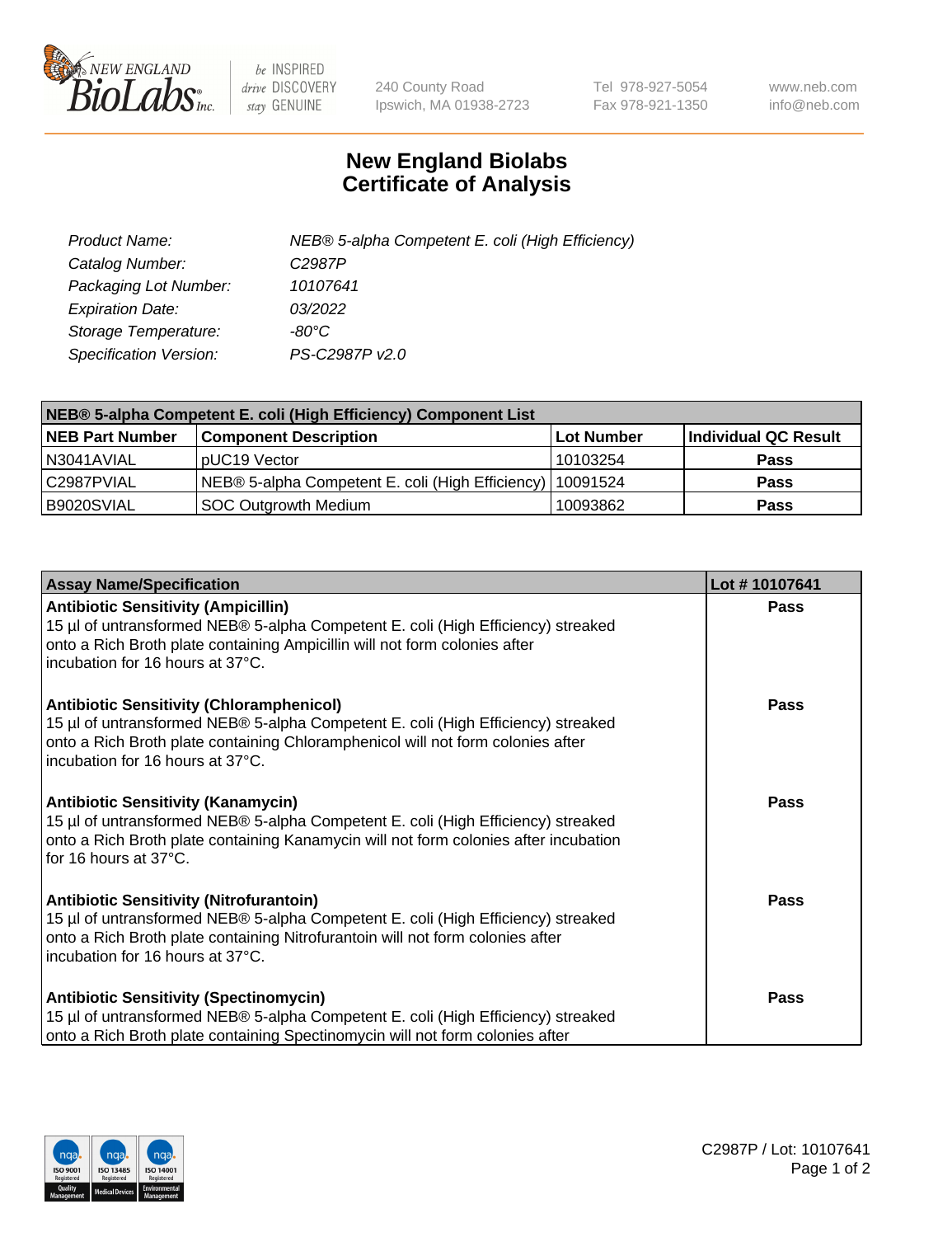240 County Road
Ipswich, MA 01938-2723

Tel 978-927-5054
Fax 978-921-1350

www.neb.com
info@neb.com

# New England Biolabs
# Certificate of Analysis

| | |
|---|---|
| *Product Name:* | *NEB® 5-alpha Competent E. coli (High Efficiency)* |
| *Catalog Number:* | *C2987P* |
| *Packaging Lot Number:* | *10107641* |
| *Expiration Date:* | *03/2022* |
| *Storage Temperature:* | *-80°C* |
| *Specification Version:* | *PS-C2987P v2.0* |

| **NEB® 5-alpha Competent E. coli (High Efficiency) Component List** | | | |
|---|---|---|---|
| **NEB Part Number** | **Component Description** | **Lot Number** | **Individual QC Result** |
| N3041AVIAL | pUC19 Vector | 10103254 | **Pass** |
| C2987PVIAL | NEB® 5-alpha Competent E. coli (High Efficiency) | 10091524 | **Pass** |
| B9020SVIAL | SOC Outgrowth Medium | 10093862 | **Pass** |

| **Assay Name/Specification** | **Lot # 10107641** |
|---|---|
| **Antibiotic Sensitivity (Ampicillin)**<br>15 µl of untransformed NEB® 5-alpha Competent E. coli (High Efficiency) streaked onto a Rich Broth plate containing Ampicillin will not form colonies after incubation for 16 hours at 37°C. | **Pass** |
| **Antibiotic Sensitivity (Chloramphenicol)**<br>15 µl of untransformed NEB® 5-alpha Competent E. coli (High Efficiency) streaked onto a Rich Broth plate containing Chloramphenicol will not form colonies after incubation for 16 hours at 37°C. | **Pass** |
| **Antibiotic Sensitivity (Kanamycin)**<br>15 µl of untransformed NEB® 5-alpha Competent E. coli (High Efficiency) streaked onto a Rich Broth plate containing Kanamycin will not form colonies after incubation for 16 hours at 37°C. | **Pass** |
| **Antibiotic Sensitivity (Nitrofurantoin)**<br>15 µl of untransformed NEB® 5-alpha Competent E. coli (High Efficiency) streaked onto a Rich Broth plate containing Nitrofurantoin will not form colonies after incubation for 16 hours at 37°C. | **Pass** |
| **Antibiotic Sensitivity (Spectinomycin)**<br>15 µl of untransformed NEB® 5-alpha Competent E. coli (High Efficiency) streaked onto a Rich Broth plate containing Spectinomycin will not form colonies after | **Pass** |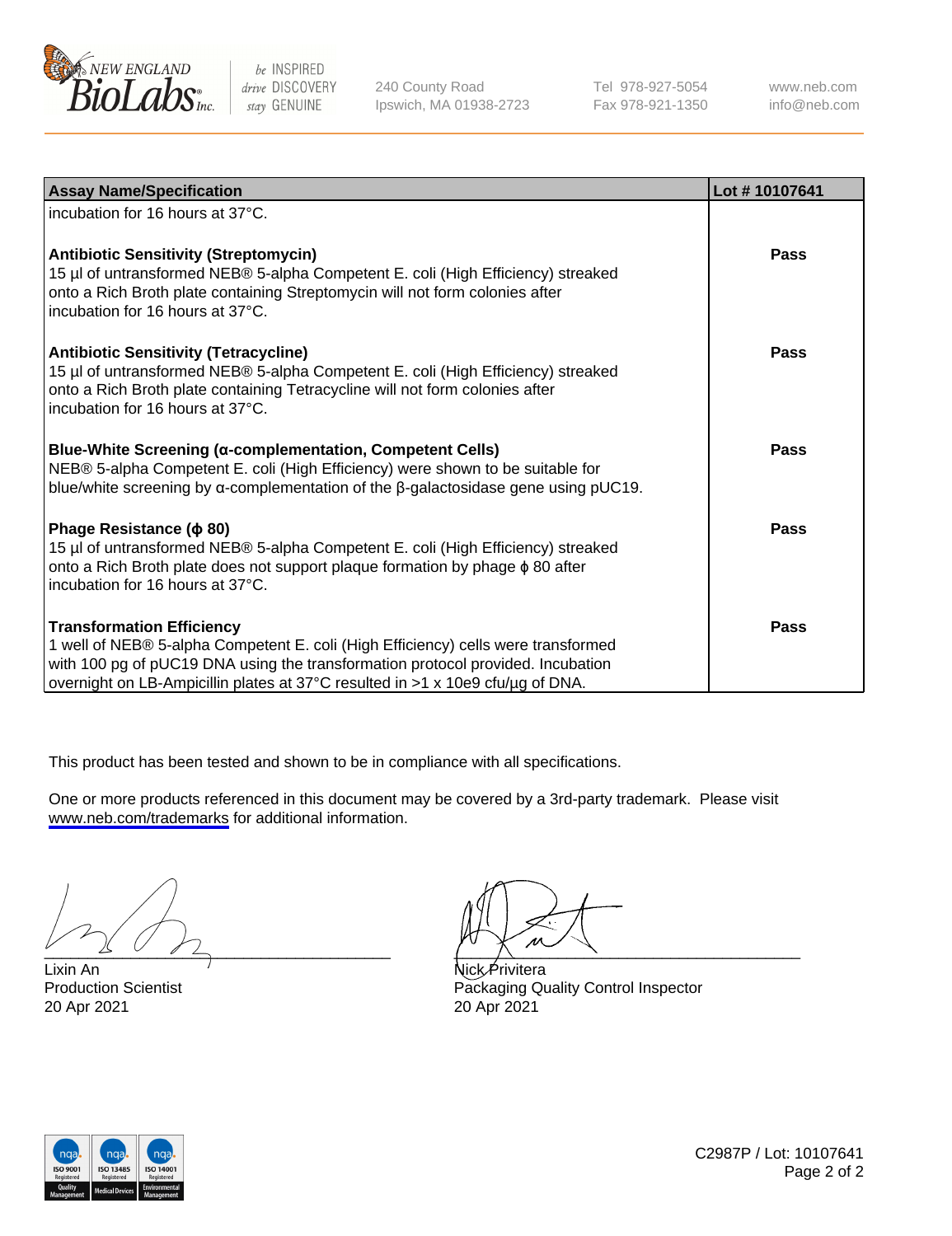| Assay Name/Specification | Lot # 10107641 |
|---|---|
| incubation for 16 hours at 37°C. | |
| **Antibiotic Sensitivity (Streptomycin)**<br>15 µl of untransformed NEB® 5-alpha Competent E. coli (High Efficiency) streaked onto a Rich Broth plate containing Streptomycin will not form colonies after incubation for 16 hours at 37°C. | **Pass** |
| **Antibiotic Sensitivity (Tetracycline)**<br>15 µl of untransformed NEB® 5-alpha Competent E. coli (High Efficiency) streaked onto a Rich Broth plate containing Tetracycline will not form colonies after incubation for 16 hours at 37°C. | **Pass** |
| **Blue-White Screening (α-complementation, Competent Cells)**<br>NEB® 5-alpha Competent E. coli (High Efficiency) were shown to be suitable for blue/white screening by α-complementation of the β-galactosidase gene using pUC19. | **Pass** |
| **Phage Resistance (ϕ 80)**<br>15 µl of untransformed NEB® 5-alpha Competent E. coli (High Efficiency) streaked onto a Rich Broth plate does not support plaque formation by phage ϕ 80 after incubation for 16 hours at 37°C. | **Pass** |
| **Transformation Efficiency**<br>1 well of NEB® 5-alpha Competent E. coli (High Efficiency) cells were transformed with 100 pg of pUC19 DNA using the transformation protocol provided. Incubation overnight on LB-Ampicillin plates at 37°C resulted in >1 x 10e9 cfu/µg of DNA. | **Pass** |

This product has been tested and shown to be in compliance with all specifications.

One or more products referenced in this document may be covered by a 3rd-party trademark. Please visit www.neb.com/trademarks for additional information.

Lixin An
Production Scientist
20 Apr 2021

Nick Privitera
Packaging Quality Control Inspector
20 Apr 2021

C2987P / Lot: 10107641